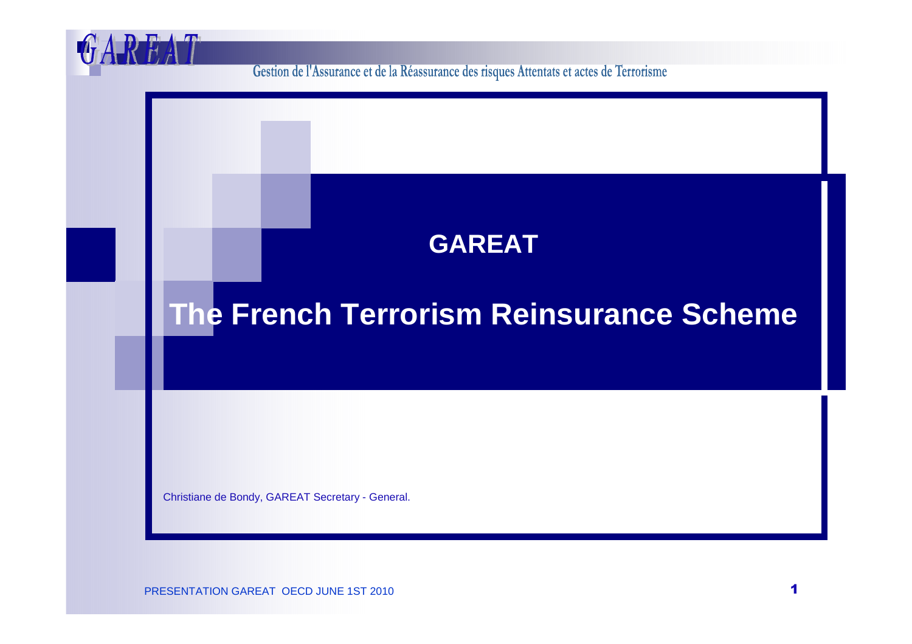# GAREAT

## The French Terrorism Reinsurance Scheme

Christiane de Bondy, GAREAT Secretary - General.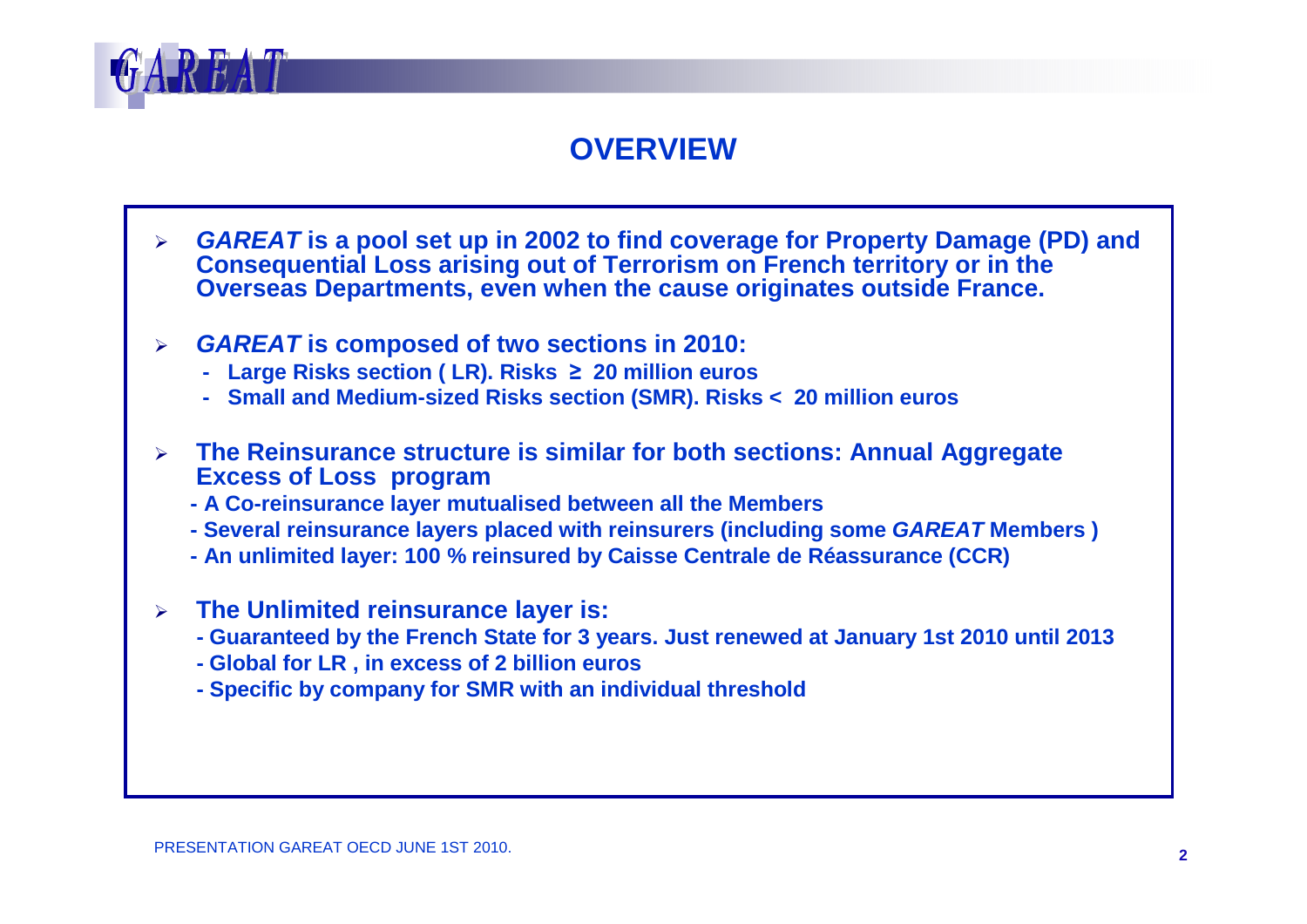# OVERVIEW

- ***GAREAT*** **is a pool set up in 2002 to find coverage for Property Damage (PD) and Consequential Loss arising out of Terrorism on French territory or in the Overseas Departments, even when the cause originates outside France.**

- ***GAREAT*** **is composed of two sections in 2010:**
  - **Large Risks section ( LR). Risks ≥ 20 million euros**
  - **Small and Medium-sized Risks section (SMR). Risks < 20 million euros**

- **The Reinsurance structure is similar for both sections: Annual Aggregate Excess of Loss program**
  - **A Co-reinsurance layer mutualised between all the Members**
  - **Several reinsurance layers placed with reinsurers (including some *GAREAT* Members )**
  - **An unlimited layer: 100 % reinsured by Caisse Centrale de Réassurance (CCR)**

- **The Unlimited reinsurance layer is:**
  - **Guaranteed by the French State for 3 years. Just renewed at January 1st 2010 until 2013**
  - **Global for LR , in excess of 2 billion euros**
  - **Specific by company for SMR with an individual threshold**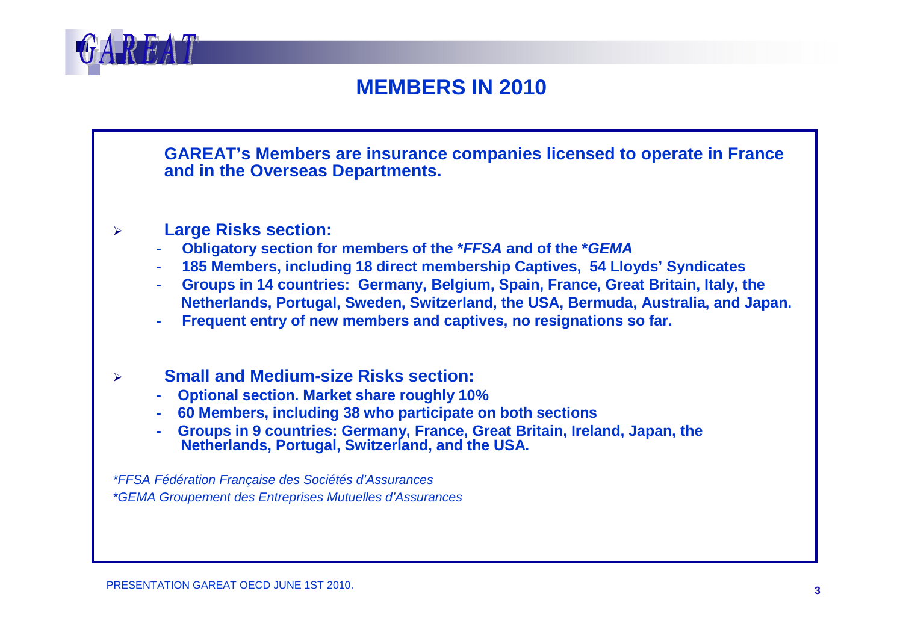# MEMBERS IN 2010

**GAREAT's Members are insurance companies licensed to operate in France and in the Overseas Departments.**

- **Large Risks section:**
  - **Obligatory section for members of the *\*FFSA* and of the *\*GEMA***
  - **185 Members, including 18 direct membership Captives, 54 Lloyds' Syndicates**
  - **Groups in 14 countries: Germany, Belgium, Spain, France, Great Britain, Italy, the Netherlands, Portugal, Sweden, Switzerland, the USA, Bermuda, Australia, and Japan.**
  - **Frequent entry of new members and captives, no resignations so far.**

- **Small and Medium-size Risks section:**
  - **Optional section. Market share roughly 10%**
  - **60 Members, including 38 who participate on both sections**
  - **Groups in 9 countries: Germany, France, Great Britain, Ireland, Japan, the Netherlands, Portugal, Switzerland, and the USA.**

*\*FFSA Fédération Française des Sociétés d'Assurances*

*\*GEMA Groupement des Entreprises Mutuelles d'Assurances*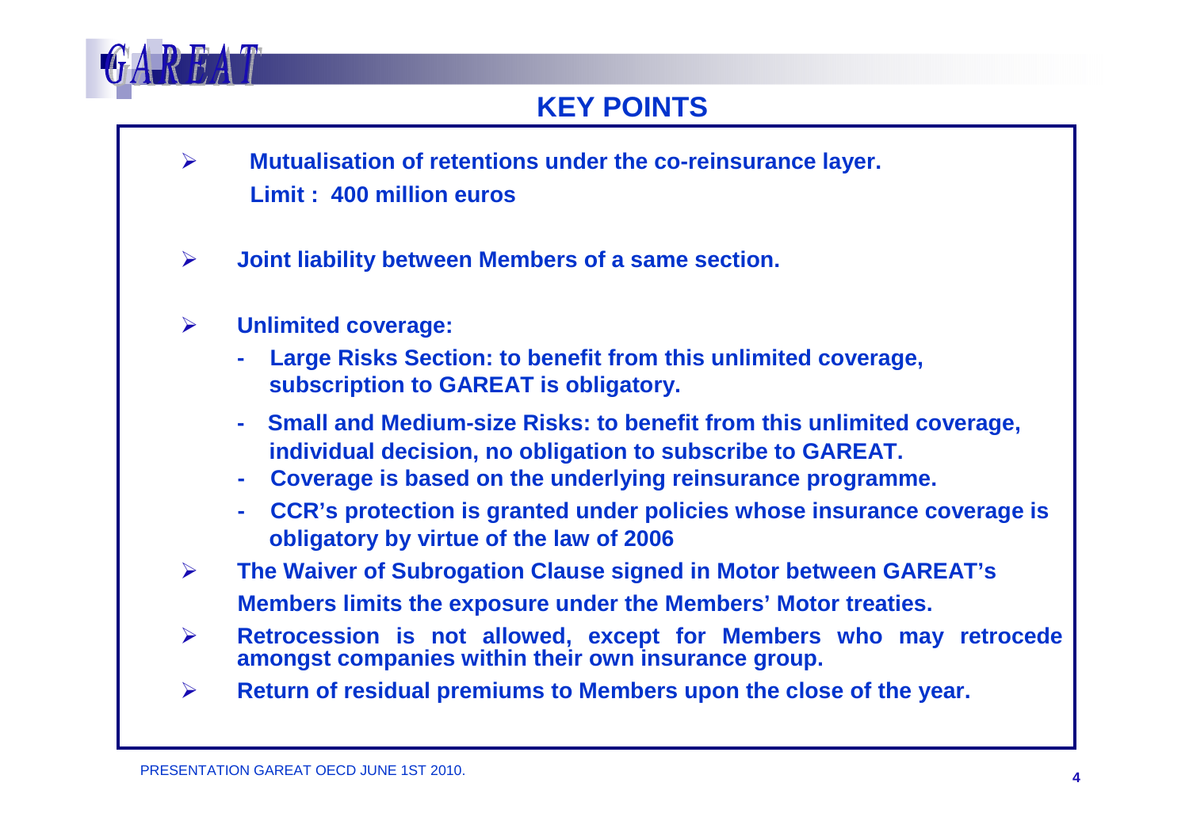## KEY POINTS

- **Mutualisation of retentions under the co-reinsurance layer.**
  **Limit : 400 million euros**
- **Joint liability between Members of a same section.**
- **Unlimited coverage:**
  - **Large Risks Section: to benefit from this unlimited coverage, subscription to GAREAT is obligatory.**
  - **Small and Medium-size Risks: to benefit from this unlimited coverage, individual decision, no obligation to subscribe to GAREAT.**
  - **Coverage is based on the underlying reinsurance programme.**
  - **CCR's protection is granted under policies whose insurance coverage is obligatory by virtue of the law of 2006**
- **The Waiver of Subrogation Clause signed in Motor between GAREAT's Members limits the exposure under the Members' Motor treaties.**
- **Retrocession is not allowed, except for Members who may retrocede amongst companies within their own insurance group.**
- **Return of residual premiums to Members upon the close of the year.**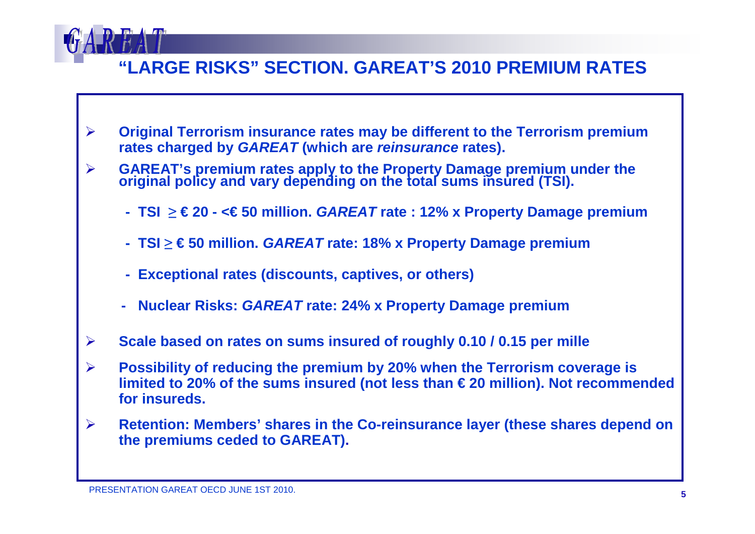# "LARGE RISKS" SECTION. GAREAT'S 2010 PREMIUM RATES

- Original Terrorism insurance rates may be different to the Terrorism premium rates charged by *GAREAT* (which are *reinsurance* rates).
- GAREAT's premium rates apply to the Property Damage premium under the original policy and vary depending on the total sums insured (TSI).
  - TSI ≥ € 20 - <€ 50 million. *GAREAT* rate : 12% x Property Damage premium
  - TSI ≥ € 50 million. *GAREAT* rate: 18% x Property Damage premium
  - Exceptional rates (discounts, captives, or others)
  - Nuclear Risks: *GAREAT* rate: 24% x Property Damage premium
- Scale based on rates on sums insured of roughly 0.10 / 0.15 per mille
- Possibility of reducing the premium by 20% when the Terrorism coverage is limited to 20% of the sums insured (not less than € 20 million). Not recommended for insureds.
- Retention: Members' shares in the Co-reinsurance layer (these shares depend on the premiums ceded to GAREAT).

PRESENTATION GAREAT OECD JUNE 1ST 2010.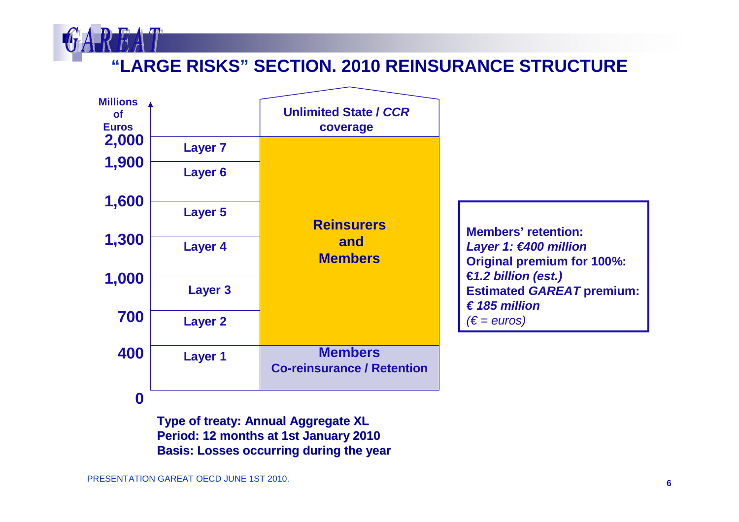# "LARGE RISKS" SECTION. 2010 REINSURANCE STRUCTURE

| Millions of Euros | Layer | Coverage |
|---|---|---|
| above 2,000 | | Unlimited State / *CCR* coverage |
| 1,900 – 2,000 | Layer 7 | Reinsurers and Members |
| 1,600 – 1,900 | Layer 6 | Reinsurers and Members |
| 1,300 – 1,600 | Layer 5 | Reinsurers and Members |
| 1,000 – 1,300 | Layer 4 | Reinsurers and Members |
| 700 – 1,000 | Layer 3 | Reinsurers and Members |
| 400 – 700 | Layer 2 | Reinsurers and Members |
| 0 – 400 | Layer 1 | Members Co-reinsurance / Retention |

**Members' retention:**
***Layer 1: €400 million***
**Original premium for 100%:**
***€1.2 billion (est.)***
**Estimated *GAREAT* premium:**
***€ 185 million***
*(€ = euros)*

**Type of treaty: Annual Aggregate XL**
**Period: 12 months at 1st January 2010**
**Basis: Losses occurring during the year**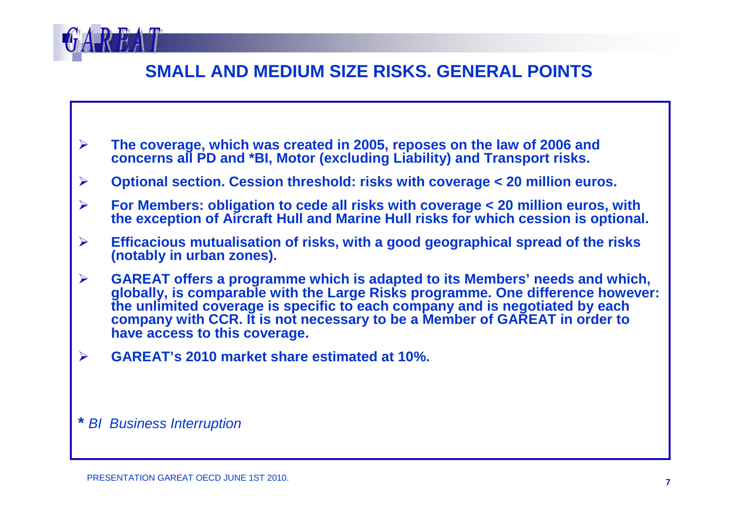## SMALL AND MEDIUM SIZE RISKS. GENERAL POINTS

- **The coverage, which was created in 2005, reposes on the law of 2006 and concerns all PD and *BI, Motor (excluding Liability) and Transport risks.**
- **Optional section. Cession threshold: risks with coverage < 20 million euros.**
- **For Members: obligation to cede all risks with coverage < 20 million euros, with the exception of Aircraft Hull and Marine Hull risks for which cession is optional.**
- **Efficacious mutualisation of risks, with a good geographical spread of the risks (notably in urban zones).**
- **GAREAT offers a programme which is adapted to its Members' needs and which, globally, is comparable with the Large Risks programme. One difference however: the unlimited coverage is specific to each company and is negotiated by each company with CCR. It is not necessary to be a Member of GAREAT in order to have access to this coverage.**
- **GAREAT's 2010 market share estimated at 10%.**

**\*** *BI Business Interruption*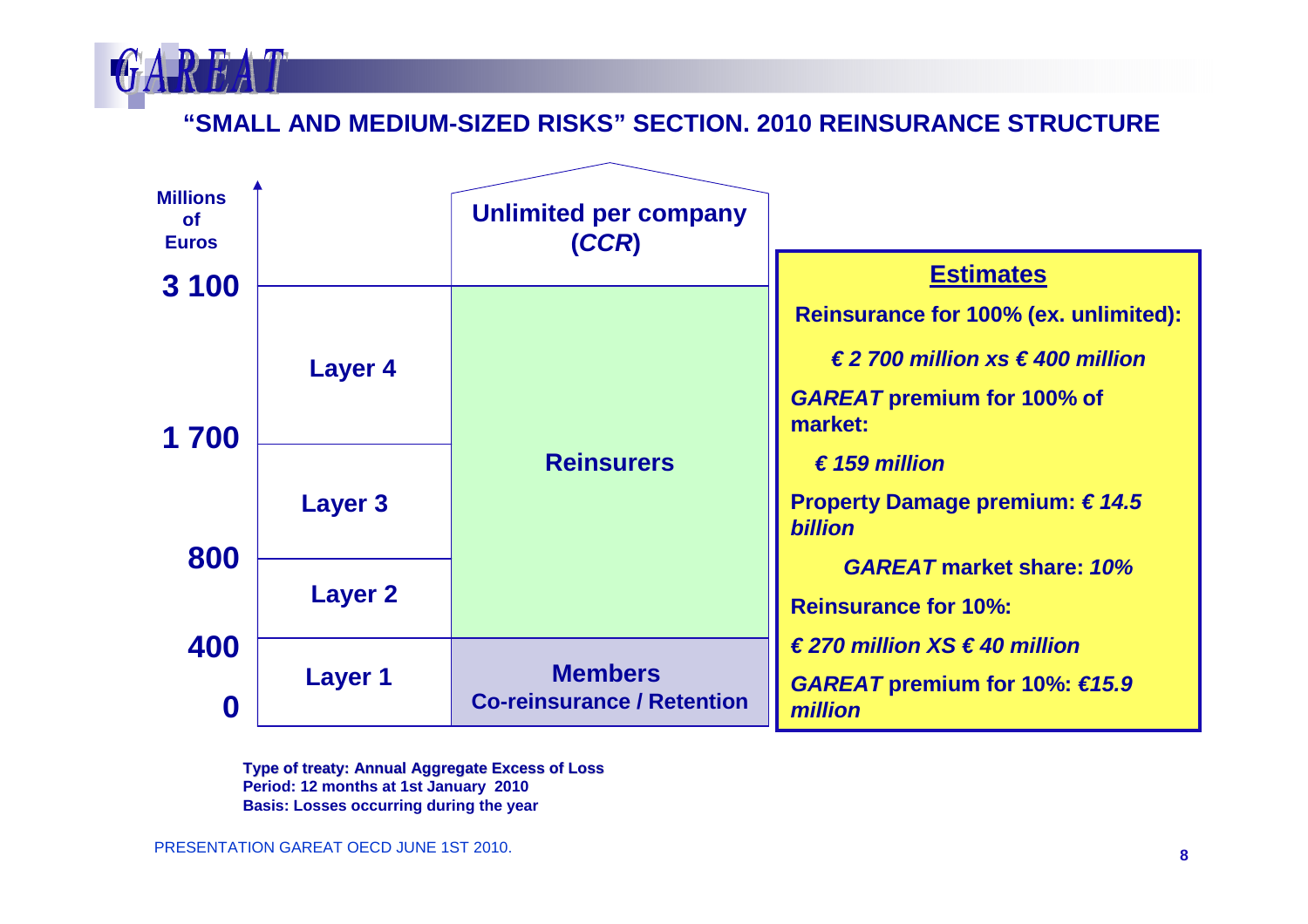## "SMALL AND MEDIUM-SIZED RISKS" SECTION. 2010 REINSURANCE STRUCTURE

| Millions of Euros | Layer | Coverage |
| --- | --- | --- |
| Above 3 100 | | **Unlimited per company (*CCR*)** |
| 1 700 – 3 100 | **Layer 4** | **Reinsurers** |
| 800 – 1 700 | **Layer 3** | **Reinsurers** |
| 400 – 800 | **Layer 2** | **Reinsurers** |
| 0 – 400 | **Layer 1** | **Members Co-reinsurance / Retention** |

### Estimates

**Reinsurance for 100% (ex. unlimited):**

***€ 2 700 million xs € 400 million***

***GAREAT*** **premium for 100% of market:**

***€ 159 million***

**Property Damage premium:** ***€ 14.5 billion***

***GAREAT*** **market share:** ***10%***

**Reinsurance for 10%:**

***€ 270 million XS € 40 million***

***GAREAT*** **premium for 10%:** ***€15.9 million***

**Type of treaty: Annual Aggregate Excess of Loss**
**Period: 12 months at 1st January 2010**
**Basis: Losses occurring during the year**

PRESENTATION GAREAT OECD JUNE 1ST 2010.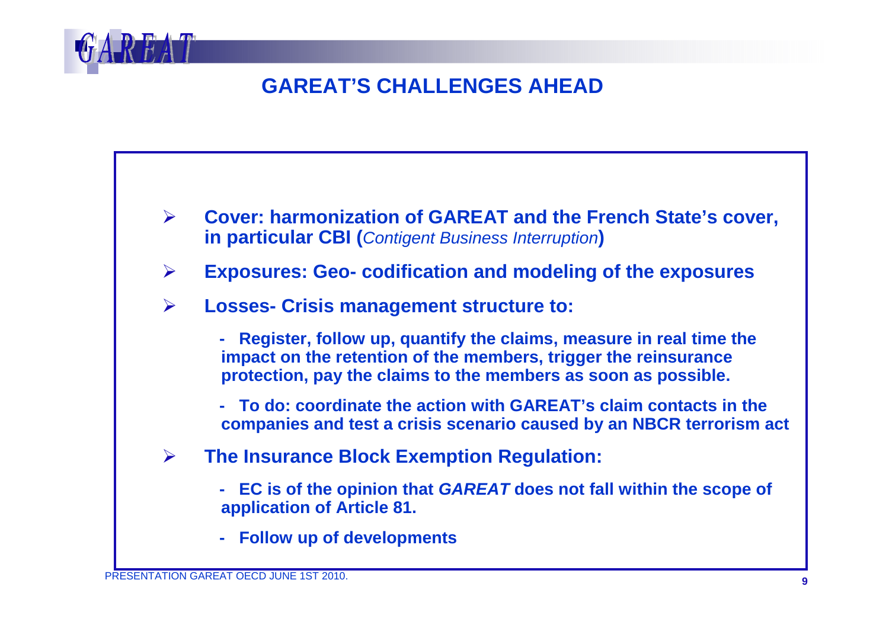## GAREAT'S CHALLENGES AHEAD

- **Cover: harmonization of GAREAT and the French State's cover, in particular CBI (*Contigent Business Interruption*)**
- **Exposures: Geo- codification and modeling of the exposures**
- **Losses- Crisis management structure to:**
  - **Register, follow up, quantify the claims, measure in real time the impact on the retention of the members, trigger the reinsurance protection, pay the claims to the members as soon as possible.**
  - **To do: coordinate the action with GAREAT's claim contacts in the companies and test a crisis scenario caused by an NBCR terrorism act**
- **The Insurance Block Exemption Regulation:**
  - **EC is of the opinion that *GAREAT* does not fall within the scope of application of Article 81.**
  - **Follow up of developments**

PRESENTATION GAREAT OECD JUNE 1ST 2010.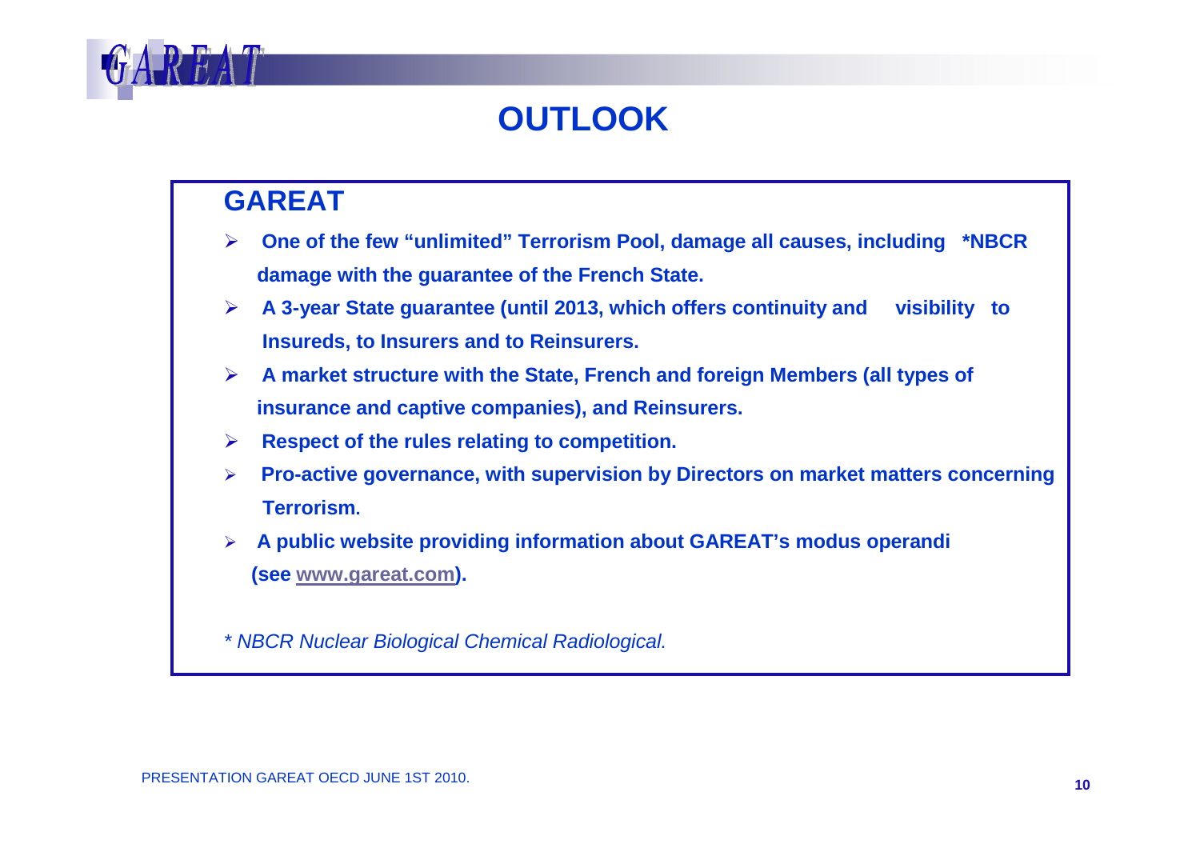# OUTLOOK

## GAREAT

- One of the few "unlimited" Terrorism Pool, damage all causes, including *NBCR damage with the guarantee of the French State.
- A 3-year State guarantee (until 2013, which offers continuity and visibility to Insureds, to Insurers and to Reinsurers.
- A market structure with the State, French and foreign Members (all types of insurance and captive companies), and Reinsurers.
- Respect of the rules relating to competition.
- Pro-active governance, with supervision by Directors on market matters concerning Terrorism.
- A public website providing information about GAREAT's modus operandi (see www.gareat.com).

*\* NBCR Nuclear Biological Chemical Radiological.*

PRESENTATION GAREAT OECD JUNE 1ST 2010.